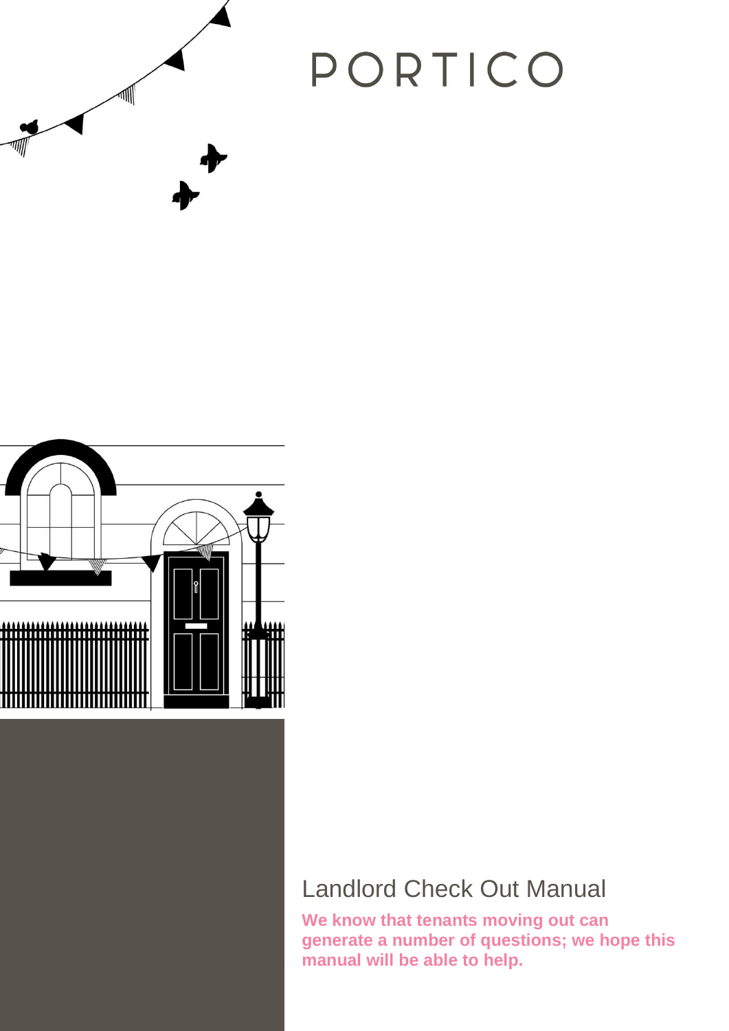PORTICO

# Landlord Check Out Manual

**We know that tenants moving out can generate a number of questions; we hope this manual will be able to help.**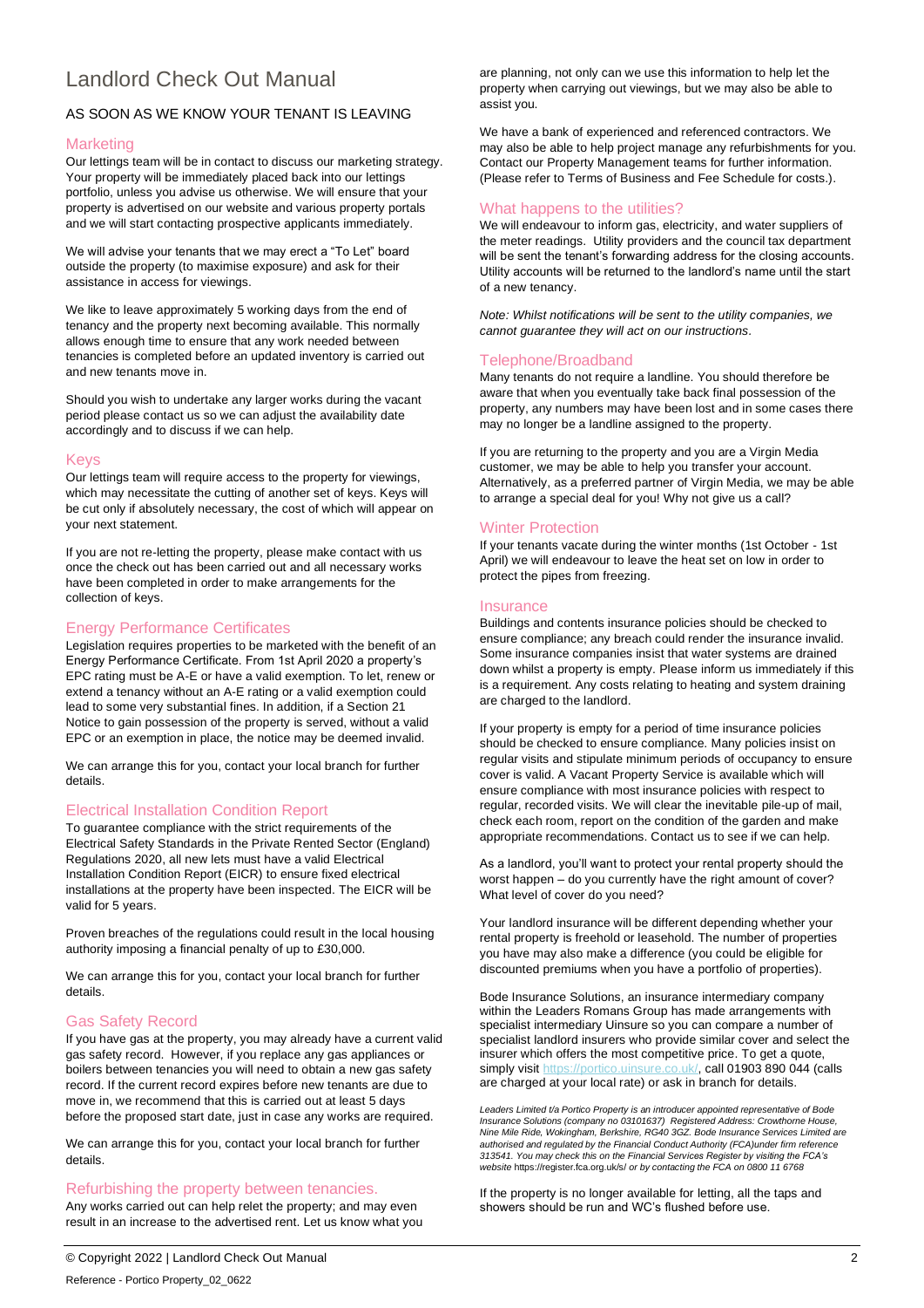# Landlord Check Out Manual

## AS SOON AS WE KNOW YOUR TENANT IS LEAVING

### Marketing

Our lettings team will be in contact to discuss our marketing strategy. Your property will be immediately placed back into our lettings portfolio, unless you advise us otherwise. We will ensure that your property is advertised on our website and various property portals and we will start contacting prospective applicants immediately.

We will advise your tenants that we may erect a "To Let" board outside the property (to maximise exposure) and ask for their assistance in access for viewings.

We like to leave approximately 5 working days from the end of tenancy and the property next becoming available. This normally allows enough time to ensure that any work needed between tenancies is completed before an updated inventory is carried out and new tenants move in.

Should you wish to undertake any larger works during the vacant period please contact us so we can adjust the availability date accordingly and to discuss if we can help.

### Keys

Our lettings team will require access to the property for viewings, which may necessitate the cutting of another set of keys. Keys will be cut only if absolutely necessary, the cost of which will appear on your next statement.

If you are not re-letting the property, please make contact with us once the check out has been carried out and all necessary works have been completed in order to make arrangements for the collection of keys.

### Energy Performance Certificates

Legislation requires properties to be marketed with the benefit of an Energy Performance Certificate. From 1st April 2020 a property's EPC rating must be A-E or have a valid exemption. To let, renew or extend a tenancy without an A-E rating or a valid exemption could lead to some very substantial fines. In addition, if a Section 21 Notice to gain possession of the property is served, without a valid EPC or an exemption in place, the notice may be deemed invalid.

We can arrange this for you, contact your local branch for further details.

### Electrical Installation Condition Report

To guarantee compliance with the strict requirements of the Electrical Safety Standards in the Private Rented Sector (England) Regulations 2020, all new lets must have a valid Electrical Installation Condition Report (EICR) to ensure fixed electrical installations at the property have been inspected. The EICR will be valid for 5 years.

Proven breaches of the regulations could result in the local housing authority imposing a financial penalty of up to £30,000.

We can arrange this for you, contact your local branch for further details.

### Gas Safety Record

If you have gas at the property, you may already have a current valid gas safety record. However, if you replace any gas appliances or boilers between tenancies you will need to obtain a new gas safety record. If the current record expires before new tenants are due to move in, we recommend that this is carried out at least 5 days before the proposed start date, just in case any works are required.

We can arrange this for you, contact your local branch for further details.

### Refurbishing the property between tenancies.

Any works carried out can help relet the property; and may even result in an increase to the advertised rent. Let us know what you are planning, not only can we use this information to help let the property when carrying out viewings, but we may also be able to assist you.

We have a bank of experienced and referenced contractors. We may also be able to help project manage any refurbishments for you. Contact our Property Management teams for further information. (Please refer to Terms of Business and Fee Schedule for costs.).

### What happens to the utilities?

We will endeavour to inform gas, electricity, and water suppliers of the meter readings. Utility providers and the council tax department will be sent the tenant's forwarding address for the closing accounts. Utility accounts will be returned to the landlord's name until the start of a new tenancy.

*Note: Whilst notifications will be sent to the utility companies, we cannot guarantee they will act on our instructions.*

### Telephone/Broadband

Many tenants do not require a landline. You should therefore be aware that when you eventually take back final possession of the property, any numbers may have been lost and in some cases there may no longer be a landline assigned to the property.

If you are returning to the property and you are a Virgin Media customer, we may be able to help you transfer your account. Alternatively, as a preferred partner of Virgin Media, we may be able to arrange a special deal for you! Why not give us a call?

### Winter Protection

If your tenants vacate during the winter months (1st October - 1st April) we will endeavour to leave the heat set on low in order to protect the pipes from freezing.

### Insurance

Buildings and contents insurance policies should be checked to ensure compliance; any breach could render the insurance invalid. Some insurance companies insist that water systems are drained down whilst a property is empty. Please inform us immediately if this is a requirement. Any costs relating to heating and system draining are charged to the landlord.

If your property is empty for a period of time insurance policies should be checked to ensure compliance. Many policies insist on regular visits and stipulate minimum periods of occupancy to ensure cover is valid. A Vacant Property Service is available which will ensure compliance with most insurance policies with respect to regular, recorded visits. We will clear the inevitable pile-up of mail, check each room, report on the condition of the garden and make appropriate recommendations. Contact us to see if we can help.

As a landlord, you'll want to protect your rental property should the worst happen – do you currently have the right amount of cover? What level of cover do you need?

Your landlord insurance will be different depending whether your rental property is freehold or leasehold. The number of properties you have may also make a difference (you could be eligible for discounted premiums when you have a portfolio of properties).

Bode Insurance Solutions, an insurance intermediary company within the Leaders Romans Group has made arrangements with specialist intermediary Uinsure so you can compare a number of specialist landlord insurers who provide similar cover and select the insurer which offers the most competitive price. To get a quote, simply visit https://portico.uinsure.co.uk/, call 01903 890 044 (calls are charged at your local rate) or ask in branch for details.

*Leaders Limited t/a Portico Property is an introducer appointed representative of Bode Insurance Solutions (company no 03101637) Registered Address: Crowthorne House, Nine Mile Ride, Wokingham, Berkshire, RG40 3GZ. Bode Insurance Services Limited are authorised and regulated by the Financial Conduct Authority (FCA)under firm reference 313541. You may check this on the Financial Services Register by visiting the FCA's website* https://register.fca.org.uk/s/ *or by contacting the FCA on 0800 11 6768*

If the property is no longer available for letting, all the taps and showers should be run and WC's flushed before use.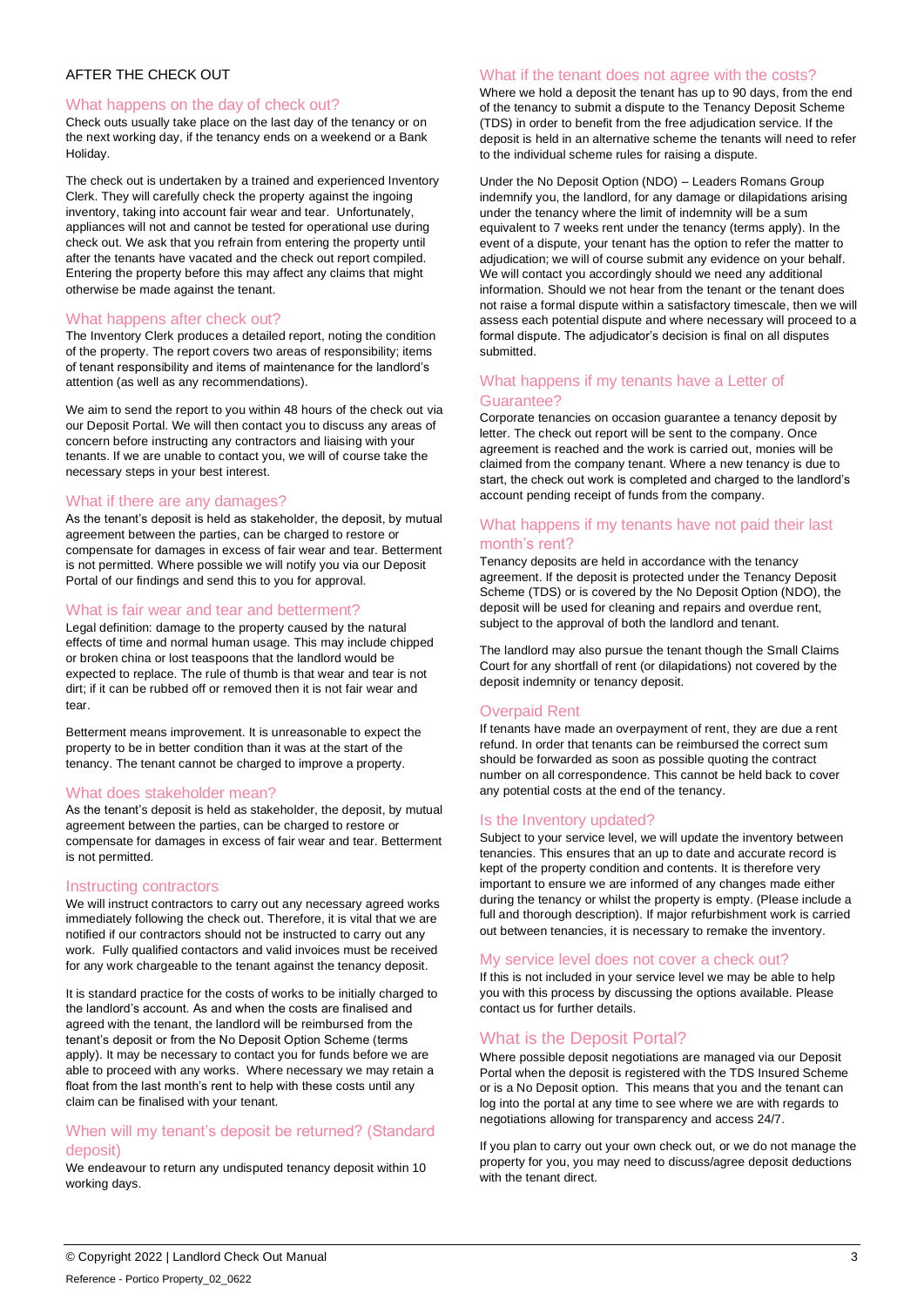## AFTER THE CHECK OUT

### What happens on the day of check out?

Check outs usually take place on the last day of the tenancy or on the next working day, if the tenancy ends on a weekend or a Bank Holiday.

The check out is undertaken by a trained and experienced Inventory Clerk. They will carefully check the property against the ingoing inventory, taking into account fair wear and tear. Unfortunately, appliances will not and cannot be tested for operational use during check out. We ask that you refrain from entering the property until after the tenants have vacated and the check out report compiled. Entering the property before this may affect any claims that might otherwise be made against the tenant.

### What happens after check out?

The Inventory Clerk produces a detailed report, noting the condition of the property. The report covers two areas of responsibility; items of tenant responsibility and items of maintenance for the landlord's attention (as well as any recommendations).

We aim to send the report to you within 48 hours of the check out via our Deposit Portal. We will then contact you to discuss any areas of concern before instructing any contractors and liaising with your tenants. If we are unable to contact you, we will of course take the necessary steps in your best interest.

### What if there are any damages?

As the tenant's deposit is held as stakeholder, the deposit, by mutual agreement between the parties, can be charged to restore or compensate for damages in excess of fair wear and tear. Betterment is not permitted. Where possible we will notify you via our Deposit Portal of our findings and send this to you for approval.

### What is fair wear and tear and betterment?

Legal definition: damage to the property caused by the natural effects of time and normal human usage. This may include chipped or broken china or lost teaspoons that the landlord would be expected to replace. The rule of thumb is that wear and tear is not dirt; if it can be rubbed off or removed then it is not fair wear and tear.

Betterment means improvement. It is unreasonable to expect the property to be in better condition than it was at the start of the tenancy. The tenant cannot be charged to improve a property.

### What does stakeholder mean?

As the tenant's deposit is held as stakeholder, the deposit, by mutual agreement between the parties, can be charged to restore or compensate for damages in excess of fair wear and tear. Betterment is not permitted.

### Instructing contractors

We will instruct contractors to carry out any necessary agreed works immediately following the check out. Therefore, it is vital that we are notified if our contractors should not be instructed to carry out any work. Fully qualified contactors and valid invoices must be received for any work chargeable to the tenant against the tenancy deposit.

It is standard practice for the costs of works to be initially charged to the landlord's account. As and when the costs are finalised and agreed with the tenant, the landlord will be reimbursed from the tenant's deposit or from the No Deposit Option Scheme (terms apply). It may be necessary to contact you for funds before we are able to proceed with any works. Where necessary we may retain a float from the last month's rent to help with these costs until any claim can be finalised with your tenant.

### When will my tenant's deposit be returned? (Standard deposit)

We endeavour to return any undisputed tenancy deposit within 10 working days.

### What if the tenant does not agree with the costs?

Where we hold a deposit the tenant has up to 90 days, from the end of the tenancy to submit a dispute to the Tenancy Deposit Scheme (TDS) in order to benefit from the free adjudication service. If the deposit is held in an alternative scheme the tenants will need to refer to the individual scheme rules for raising a dispute.

Under the No Deposit Option (NDO) – Leaders Romans Group indemnify you, the landlord, for any damage or dilapidations arising under the tenancy where the limit of indemnity will be a sum equivalent to 7 weeks rent under the tenancy (terms apply). In the event of a dispute, your tenant has the option to refer the matter to adjudication; we will of course submit any evidence on your behalf. We will contact you accordingly should we need any additional information. Should we not hear from the tenant or the tenant does not raise a formal dispute within a satisfactory timescale, then we will assess each potential dispute and where necessary will proceed to a formal dispute. The adjudicator's decision is final on all disputes submitted.

### What happens if my tenants have a Letter of Guarantee?

Corporate tenancies on occasion guarantee a tenancy deposit by letter. The check out report will be sent to the company. Once agreement is reached and the work is carried out, monies will be claimed from the company tenant. Where a new tenancy is due to start, the check out work is completed and charged to the landlord's account pending receipt of funds from the company.

### What happens if my tenants have not paid their last month's rent?

Tenancy deposits are held in accordance with the tenancy agreement. If the deposit is protected under the Tenancy Deposit Scheme (TDS) or is covered by the No Deposit Option (NDO), the deposit will be used for cleaning and repairs and overdue rent, subject to the approval of both the landlord and tenant.

The landlord may also pursue the tenant though the Small Claims Court for any shortfall of rent (or dilapidations) not covered by the deposit indemnity or tenancy deposit.

### Overpaid Rent

If tenants have made an overpayment of rent, they are due a rent refund. In order that tenants can be reimbursed the correct sum should be forwarded as soon as possible quoting the contract number on all correspondence. This cannot be held back to cover any potential costs at the end of the tenancy.

### Is the Inventory updated?

Subject to your service level, we will update the inventory between tenancies. This ensures that an up to date and accurate record is kept of the property condition and contents. It is therefore very important to ensure we are informed of any changes made either during the tenancy or whilst the property is empty. (Please include a full and thorough description). If major refurbishment work is carried out between tenancies, it is necessary to remake the inventory.

### My service level does not cover a check out?

If this is not included in your service level we may be able to help you with this process by discussing the options available. Please contact us for further details.

### What is the Deposit Portal?

Where possible deposit negotiations are managed via our Deposit Portal when the deposit is registered with the TDS Insured Scheme or is a No Deposit option. This means that you and the tenant can log into the portal at any time to see where we are with regards to negotiations allowing for transparency and access 24/7.

If you plan to carry out your own check out, or we do not manage the property for you, you may need to discuss/agree deposit deductions with the tenant direct.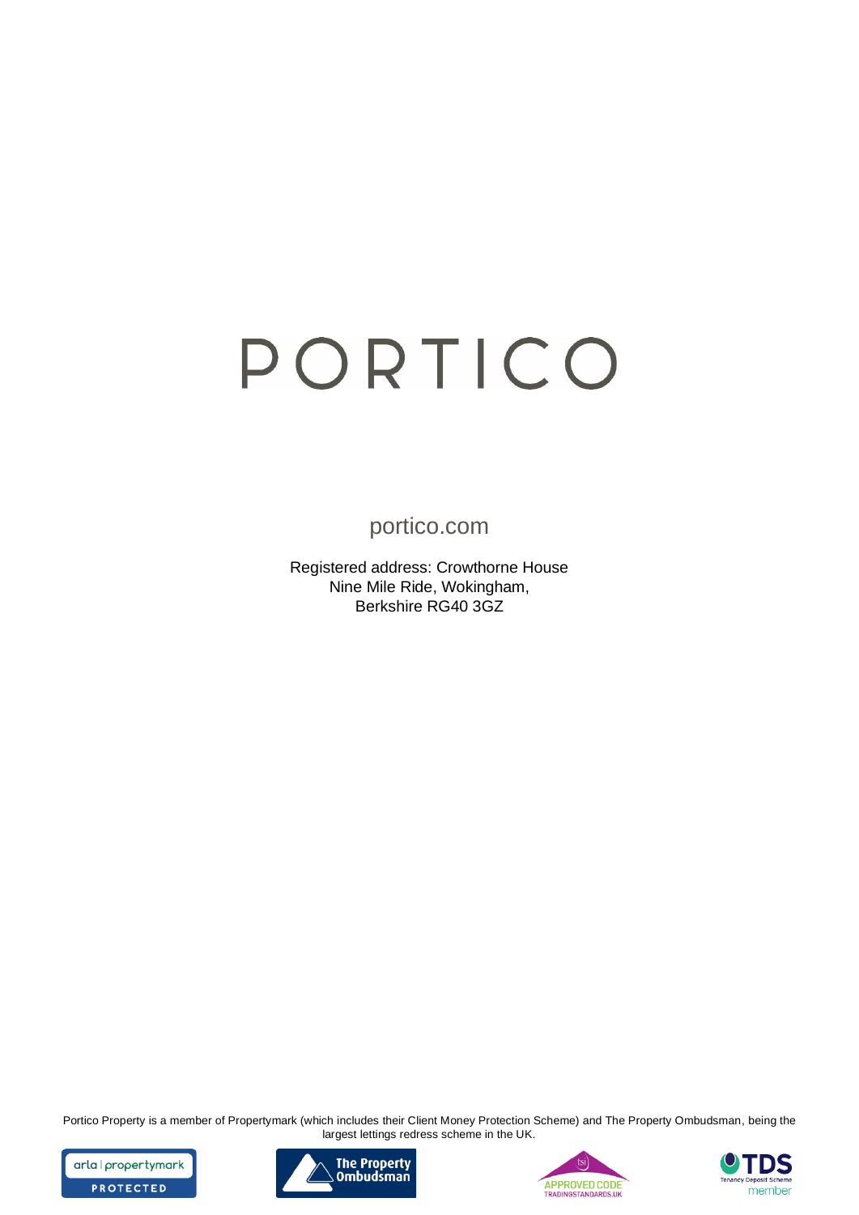# PORTICO

portico.com

Registered address: Crowthorne House
Nine Mile Ride, Wokingham,
Berkshire RG40 3GZ

Portico Property is a member of Propertymark (which includes their Client Money Protection Scheme) and The Property Ombudsman, being the largest lettings redress scheme in the UK.

arla | propertymark PROTECTED

The Property Ombudsman

tsi APPROVED CODE TRADINGSTANDARDS.UK

TDS Tenancy Deposit Scheme member